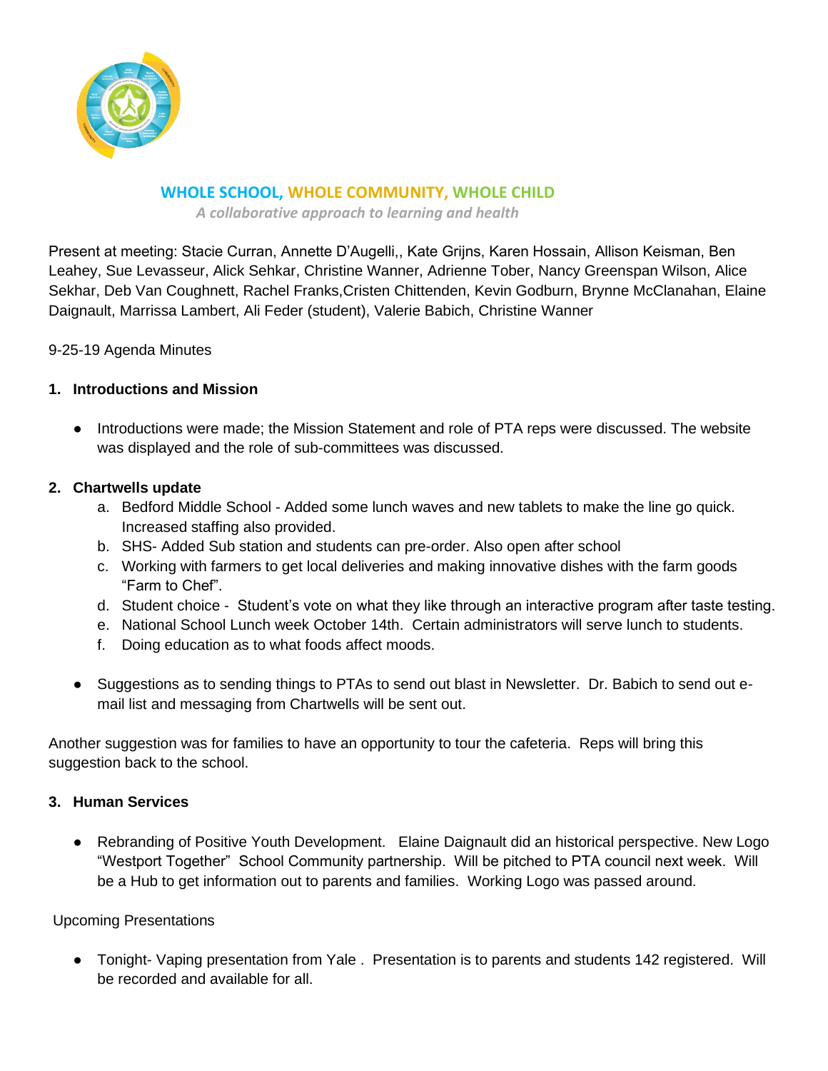# WHOLE SCHOOL, WHOLE COMMUNITY, WHOLE CHILD

*A collaborative approach to learning and health*

Present at meeting: Stacie Curran, Annette D'Augelli,, Kate Grijns, Karen Hossain, Allison Keisman, Ben Leahey, Sue Levasseur, Alick Sehkar, Christine Wanner, Adrienne Tober, Nancy Greenspan Wilson, Alice Sekhar, Deb Van Coughnett, Rachel Franks,Cristen Chittenden, Kevin Godburn, Brynne McClanahan, Elaine Daignault, Marrissa Lambert, Ali Feder (student), Valerie Babich, Christine Wanner

9-25-19 Agenda Minutes

1. **Introductions and Mission**

- Introductions were made; the Mission Statement and role of PTA reps were discussed. The website was displayed and the role of sub-committees was discussed.

2. **Chartwells update**
   a. Bedford Middle School - Added some lunch waves and new tablets to make the line go quick. Increased staffing also provided.
   b. SHS- Added Sub station and students can pre-order. Also open after school
   c. Working with farmers to get local deliveries and making innovative dishes with the farm goods "Farm to Chef".
   d. Student choice - Student's vote on what they like through an interactive program after taste testing.
   e. National School Lunch week October 14th. Certain administrators will serve lunch to students.
   f. Doing education as to what foods affect moods.

- Suggestions as to sending things to PTAs to send out blast in Newsletter. Dr. Babich to send out e-mail list and messaging from Chartwells will be sent out.

Another suggestion was for families to have an opportunity to tour the cafeteria. Reps will bring this suggestion back to the school.

3. **Human Services**

- Rebranding of Positive Youth Development. Elaine Daignault did an historical perspective. New Logo "Westport Together" School Community partnership. Will be pitched to PTA council next week. Will be a Hub to get information out to parents and families. Working Logo was passed around.

Upcoming Presentations

- Tonight- Vaping presentation from Yale . Presentation is to parents and students 142 registered. Will be recorded and available for all.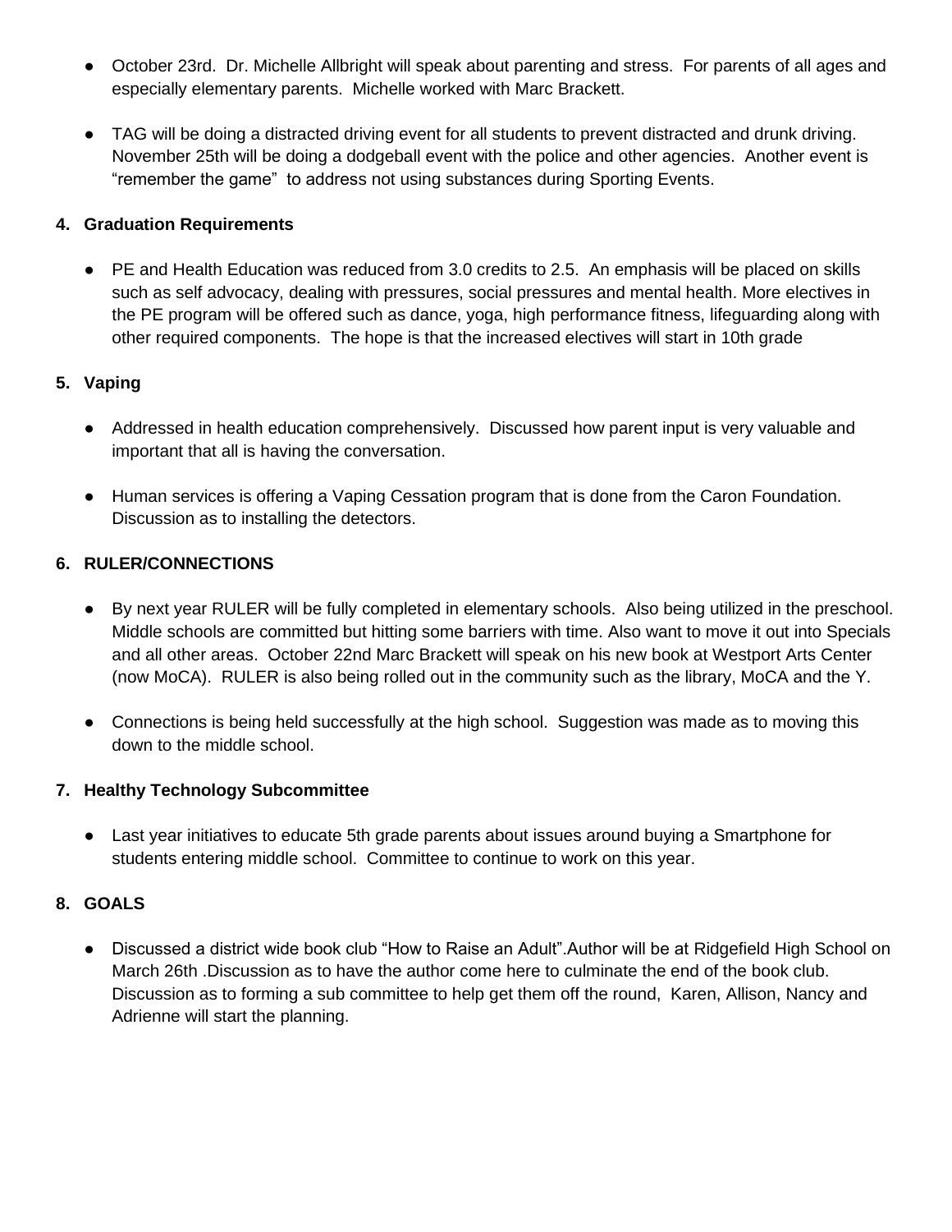- October 23rd. Dr. Michelle Allbright will speak about parenting and stress. For parents of all ages and especially elementary parents. Michelle worked with Marc Brackett.

- TAG will be doing a distracted driving event for all students to prevent distracted and drunk driving. November 25th will be doing a dodgeball event with the police and other agencies. Another event is "remember the game" to address not using substances during Sporting Events.

**4. Graduation Requirements**

- PE and Health Education was reduced from 3.0 credits to 2.5. An emphasis will be placed on skills such as self advocacy, dealing with pressures, social pressures and mental health. More electives in the PE program will be offered such as dance, yoga, high performance fitness, lifeguarding along with other required components. The hope is that the increased electives will start in 10th grade

**5. Vaping**

- Addressed in health education comprehensively. Discussed how parent input is very valuable and important that all is having the conversation.

- Human services is offering a Vaping Cessation program that is done from the Caron Foundation. Discussion as to installing the detectors.

**6. RULER/CONNECTIONS**

- By next year RULER will be fully completed in elementary schools. Also being utilized in the preschool. Middle schools are committed but hitting some barriers with time. Also want to move it out into Specials and all other areas. October 22nd Marc Brackett will speak on his new book at Westport Arts Center (now MoCA). RULER is also being rolled out in the community such as the library, MoCA and the Y.

- Connections is being held successfully at the high school. Suggestion was made as to moving this down to the middle school.

**7. Healthy Technology Subcommittee**

- Last year initiatives to educate 5th grade parents about issues around buying a Smartphone for students entering middle school. Committee to continue to work on this year.

**8. GOALS**

- Discussed a district wide book club "How to Raise an Adult".Author will be at Ridgefield High School on March 26th .Discussion as to have the author come here to culminate the end of the book club. Discussion as to forming a sub committee to help get them off the round, Karen, Allison, Nancy and Adrienne will start the planning.